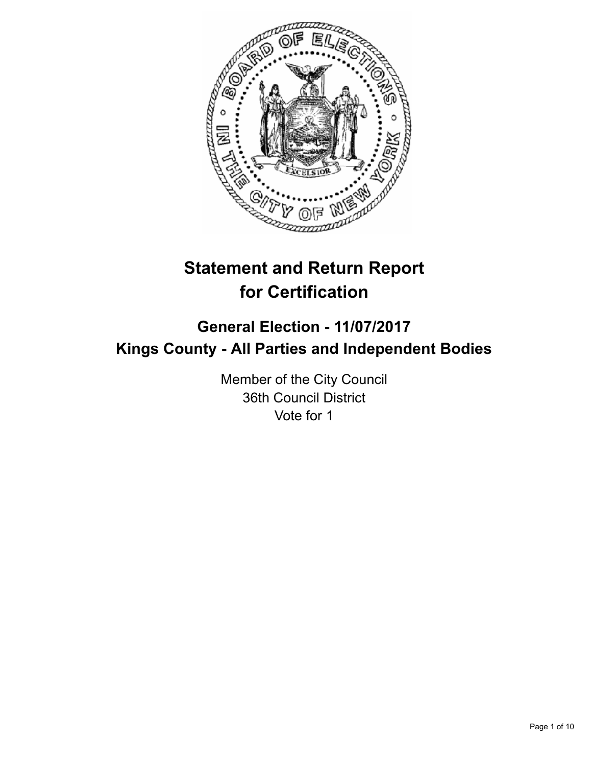# Statement and Return Report for Certification

## General Election - 11/07/2017
## Kings County - All Parties and Independent Bodies

Member of the City Council
36th Council District
Vote for 1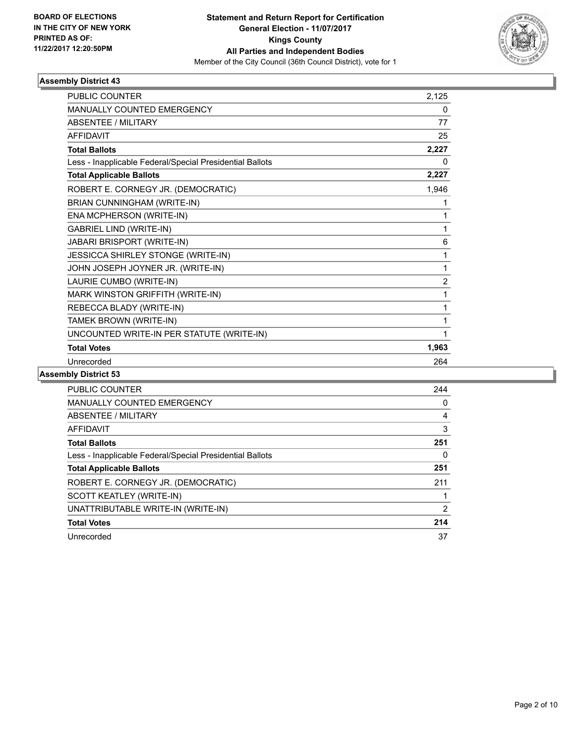**BOARD OF ELECTIONS IN THE CITY OF NEW YORK PRINTED AS OF: 11/22/2017 12:20:50PM**

**Statement and Return Report for Certification General Election - 11/07/2017 Kings County All Parties and Independent Bodies**

Member of the City Council (36th Council District), vote for 1

### Assembly District 43

| | |
|---|---|
| PUBLIC COUNTER | 2,125 |
| MANUALLY COUNTED EMERGENCY | 0 |
| ABSENTEE / MILITARY | 77 |
| AFFIDAVIT | 25 |
| **Total Ballots** | **2,227** |
| Less - Inapplicable Federal/Special Presidential Ballots | 0 |
| **Total Applicable Ballots** | **2,227** |
| ROBERT E. CORNEGY JR. (DEMOCRATIC) | 1,946 |
| BRIAN CUNNINGHAM (WRITE-IN) | 1 |
| ENA MCPHERSON (WRITE-IN) | 1 |
| GABRIEL LIND (WRITE-IN) | 1 |
| JABARI BRISPORT (WRITE-IN) | 6 |
| JESSICCA SHIRLEY STONGE (WRITE-IN) | 1 |
| JOHN JOSEPH JOYNER JR. (WRITE-IN) | 1 |
| LAURIE CUMBO (WRITE-IN) | 2 |
| MARK WINSTON GRIFFITH (WRITE-IN) | 1 |
| REBECCA BLADY (WRITE-IN) | 1 |
| TAMEK BROWN (WRITE-IN) | 1 |
| UNCOUNTED WRITE-IN PER STATUTE (WRITE-IN) | 1 |
| **Total Votes** | **1,963** |
| Unrecorded | 264 |

### Assembly District 53

| | |
|---|---|
| PUBLIC COUNTER | 244 |
| MANUALLY COUNTED EMERGENCY | 0 |
| ABSENTEE / MILITARY | 4 |
| AFFIDAVIT | 3 |
| **Total Ballots** | **251** |
| Less - Inapplicable Federal/Special Presidential Ballots | 0 |
| **Total Applicable Ballots** | **251** |
| ROBERT E. CORNEGY JR. (DEMOCRATIC) | 211 |
| SCOTT KEATLEY (WRITE-IN) | 1 |
| UNATTRIBUTABLE WRITE-IN (WRITE-IN) | 2 |
| **Total Votes** | **214** |
| Unrecorded | 37 |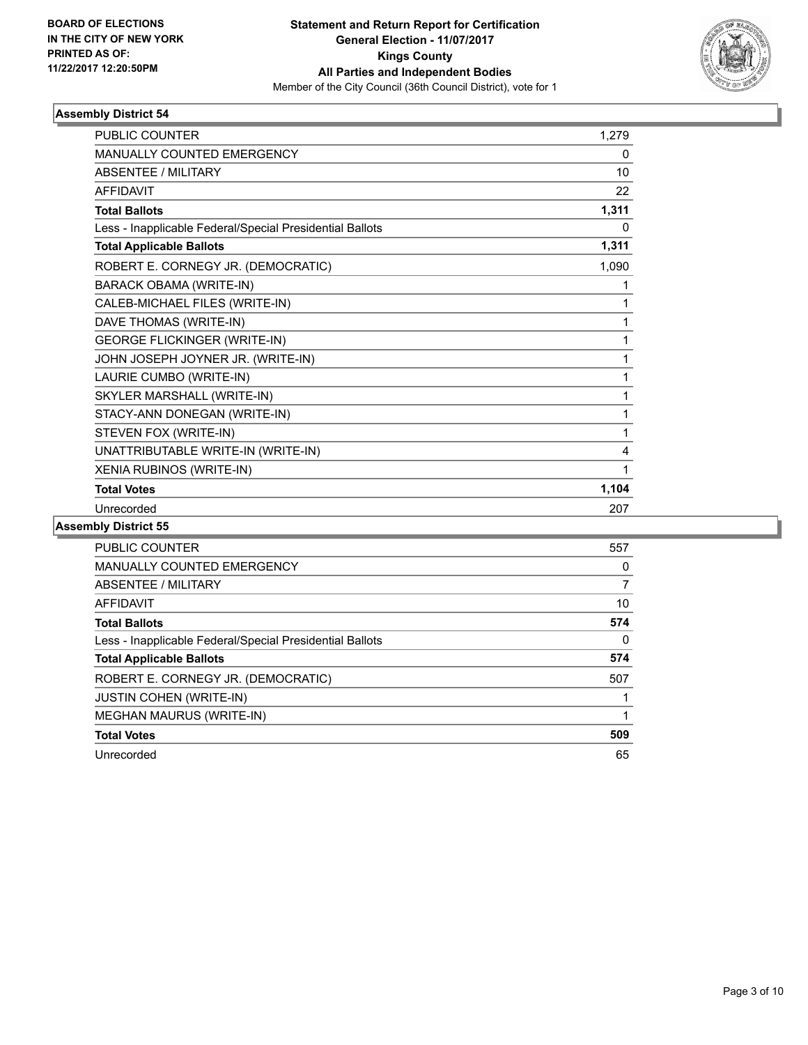**BOARD OF ELECTIONS IN THE CITY OF NEW YORK PRINTED AS OF: 11/22/2017 12:20:50PM**

# Statement and Return Report for Certification General Election - 11/07/2017 Kings County All Parties and Independent Bodies

Member of the City Council (36th Council District), vote for 1

## Assembly District 54

| | |
|---|---|
| PUBLIC COUNTER | 1,279 |
| MANUALLY COUNTED EMERGENCY | 0 |
| ABSENTEE / MILITARY | 10 |
| AFFIDAVIT | 22 |
| **Total Ballots** | **1,311** |
| Less - Inapplicable Federal/Special Presidential Ballots | 0 |
| **Total Applicable Ballots** | **1,311** |
| ROBERT E. CORNEGY JR. (DEMOCRATIC) | 1,090 |
| BARACK OBAMA (WRITE-IN) | 1 |
| CALEB-MICHAEL FILES (WRITE-IN) | 1 |
| DAVE THOMAS (WRITE-IN) | 1 |
| GEORGE FLICKINGER (WRITE-IN) | 1 |
| JOHN JOSEPH JOYNER JR. (WRITE-IN) | 1 |
| LAURIE CUMBO (WRITE-IN) | 1 |
| SKYLER MARSHALL (WRITE-IN) | 1 |
| STACY-ANN DONEGAN (WRITE-IN) | 1 |
| STEVEN FOX (WRITE-IN) | 1 |
| UNATTRIBUTABLE WRITE-IN (WRITE-IN) | 4 |
| XENIA RUBINOS (WRITE-IN) | 1 |
| **Total Votes** | **1,104** |
| Unrecorded | 207 |

## Assembly District 55

| | |
|---|---|
| PUBLIC COUNTER | 557 |
| MANUALLY COUNTED EMERGENCY | 0 |
| ABSENTEE / MILITARY | 7 |
| AFFIDAVIT | 10 |
| **Total Ballots** | **574** |
| Less - Inapplicable Federal/Special Presidential Ballots | 0 |
| **Total Applicable Ballots** | **574** |
| ROBERT E. CORNEGY JR. (DEMOCRATIC) | 507 |
| JUSTIN COHEN (WRITE-IN) | 1 |
| MEGHAN MAURUS (WRITE-IN) | 1 |
| **Total Votes** | **509** |
| Unrecorded | 65 |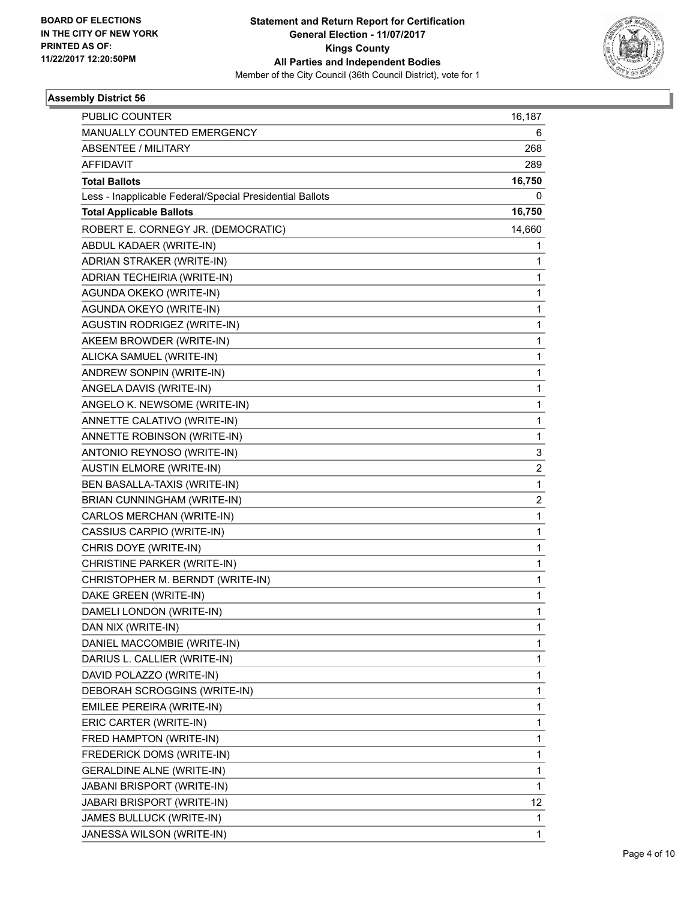BOARD OF ELECTIONS
IN THE CITY OF NEW YORK
PRINTED AS OF:
11/22/2017 12:20:50PM

**Statement and Return Report for Certification**
**General Election - 11/07/2017**
**Kings County**
**All Parties and Independent Bodies**
Member of the City Council (36th Council District), vote for 1

### Assembly District 56

| | |
|---|---|
| PUBLIC COUNTER | 16,187 |
| MANUALLY COUNTED EMERGENCY | 6 |
| ABSENTEE / MILITARY | 268 |
| AFFIDAVIT | 289 |
| **Total Ballots** | **16,750** |
| Less - Inapplicable Federal/Special Presidential Ballots | 0 |
| **Total Applicable Ballots** | **16,750** |
| ROBERT E. CORNEGY JR. (DEMOCRATIC) | 14,660 |
| ABDUL KADAER (WRITE-IN) | 1 |
| ADRIAN STRAKER (WRITE-IN) | 1 |
| ADRIAN TECHEIRIA (WRITE-IN) | 1 |
| AGUNDA OKEKO (WRITE-IN) | 1 |
| AGUNDA OKEYO (WRITE-IN) | 1 |
| AGUSTIN RODRIGEZ (WRITE-IN) | 1 |
| AKEEM BROWDER (WRITE-IN) | 1 |
| ALICKA SAMUEL (WRITE-IN) | 1 |
| ANDREW SONPIN (WRITE-IN) | 1 |
| ANGELA DAVIS (WRITE-IN) | 1 |
| ANGELO K. NEWSOME (WRITE-IN) | 1 |
| ANNETTE CALATIVO (WRITE-IN) | 1 |
| ANNETTE ROBINSON (WRITE-IN) | 1 |
| ANTONIO REYNOSO (WRITE-IN) | 3 |
| AUSTIN ELMORE (WRITE-IN) | 2 |
| BEN BASALLA-TAXIS (WRITE-IN) | 1 |
| BRIAN CUNNINGHAM (WRITE-IN) | 2 |
| CARLOS MERCHAN (WRITE-IN) | 1 |
| CASSIUS CARPIO (WRITE-IN) | 1 |
| CHRIS DOYE (WRITE-IN) | 1 |
| CHRISTINE PARKER (WRITE-IN) | 1 |
| CHRISTOPHER M. BERNDT (WRITE-IN) | 1 |
| DAKE GREEN (WRITE-IN) | 1 |
| DAMELI LONDON (WRITE-IN) | 1 |
| DAN NIX (WRITE-IN) | 1 |
| DANIEL MACCOMBIE (WRITE-IN) | 1 |
| DARIUS L. CALLIER (WRITE-IN) | 1 |
| DAVID POLAZZO (WRITE-IN) | 1 |
| DEBORAH SCROGGINS (WRITE-IN) | 1 |
| EMILEE PEREIRA (WRITE-IN) | 1 |
| ERIC CARTER (WRITE-IN) | 1 |
| FRED HAMPTON (WRITE-IN) | 1 |
| FREDERICK DOMS (WRITE-IN) | 1 |
| GERALDINE ALNE (WRITE-IN) | 1 |
| JABANI BRISPORT (WRITE-IN) | 1 |
| JABARI BRISPORT (WRITE-IN) | 12 |
| JAMES BULLUCK (WRITE-IN) | 1 |
| JANESSA WILSON (WRITE-IN) | 1 |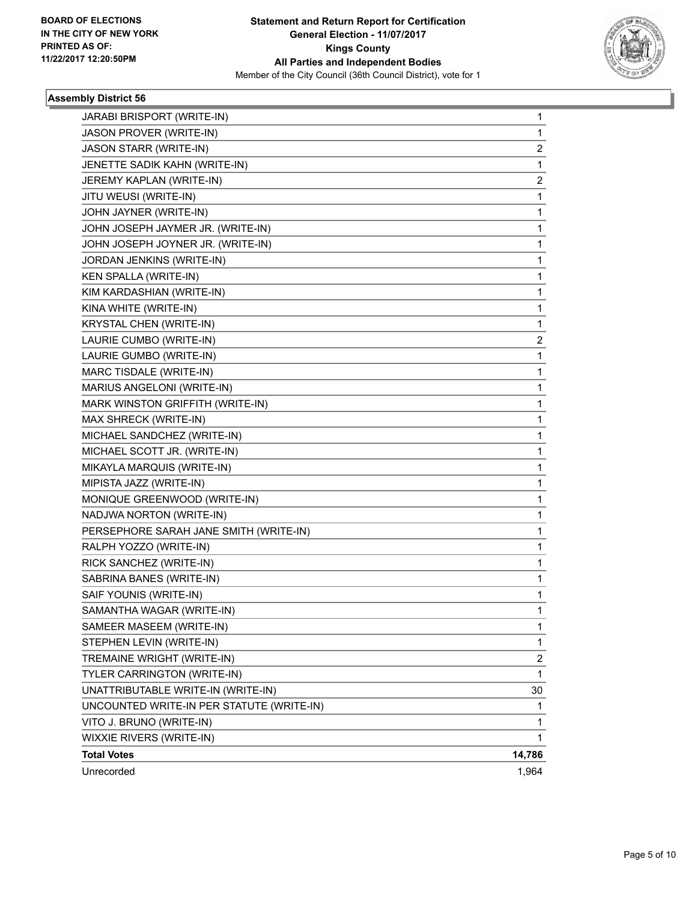**BOARD OF ELECTIONS IN THE CITY OF NEW YORK PRINTED AS OF: 11/22/2017 12:20:50PM**

**Statement and Return Report for Certification General Election - 11/07/2017 Kings County All Parties and Independent Bodies**

Member of the City Council (36th Council District), vote for 1

**Assembly District 56**

| | |
|---|---|
| JARABI BRISPORT (WRITE-IN) | 1 |
| JASON PROVER (WRITE-IN) | 1 |
| JASON STARR (WRITE-IN) | 2 |
| JENETTE SADIK KAHN (WRITE-IN) | 1 |
| JEREMY KAPLAN (WRITE-IN) | 2 |
| JITU WEUSI (WRITE-IN) | 1 |
| JOHN JAYNER (WRITE-IN) | 1 |
| JOHN JOSEPH JAYMER JR. (WRITE-IN) | 1 |
| JOHN JOSEPH JOYNER JR. (WRITE-IN) | 1 |
| JORDAN JENKINS (WRITE-IN) | 1 |
| KEN SPALLA (WRITE-IN) | 1 |
| KIM KARDASHIAN (WRITE-IN) | 1 |
| KINA WHITE (WRITE-IN) | 1 |
| KRYSTAL CHEN (WRITE-IN) | 1 |
| LAURIE CUMBO (WRITE-IN) | 2 |
| LAURIE GUMBO (WRITE-IN) | 1 |
| MARC TISDALE (WRITE-IN) | 1 |
| MARIUS ANGELONI (WRITE-IN) | 1 |
| MARK WINSTON GRIFFITH (WRITE-IN) | 1 |
| MAX SHRECK (WRITE-IN) | 1 |
| MICHAEL SANDCHEZ (WRITE-IN) | 1 |
| MICHAEL SCOTT JR. (WRITE-IN) | 1 |
| MIKAYLA MARQUIS (WRITE-IN) | 1 |
| MIPISTA JAZZ (WRITE-IN) | 1 |
| MONIQUE GREENWOOD (WRITE-IN) | 1 |
| NADJWA NORTON (WRITE-IN) | 1 |
| PERSEPHORE SARAH JANE SMITH (WRITE-IN) | 1 |
| RALPH YOZZO (WRITE-IN) | 1 |
| RICK SANCHEZ (WRITE-IN) | 1 |
| SABRINA BANES (WRITE-IN) | 1 |
| SAIF YOUNIS (WRITE-IN) | 1 |
| SAMANTHA WAGAR (WRITE-IN) | 1 |
| SAMEER MASEEM (WRITE-IN) | 1 |
| STEPHEN LEVIN (WRITE-IN) | 1 |
| TREMAINE WRIGHT (WRITE-IN) | 2 |
| TYLER CARRINGTON (WRITE-IN) | 1 |
| UNATTRIBUTABLE WRITE-IN (WRITE-IN) | 30 |
| UNCOUNTED WRITE-IN PER STATUTE (WRITE-IN) | 1 |
| VITO J. BRUNO (WRITE-IN) | 1 |
| WIXXIE RIVERS (WRITE-IN) | 1 |
| **Total Votes** | **14,786** |
| Unrecorded | 1,964 |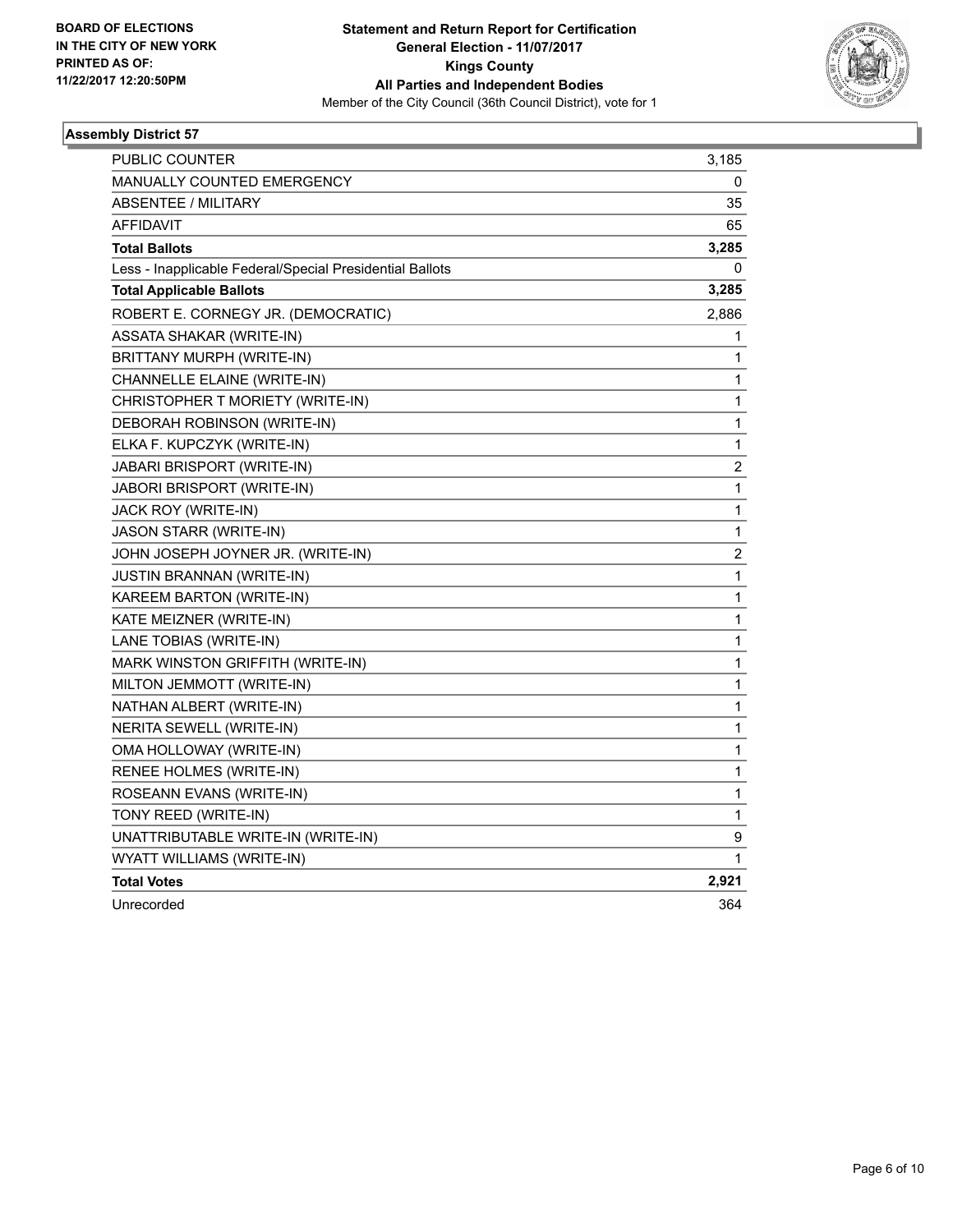BOARD OF ELECTIONS
IN THE CITY OF NEW YORK
PRINTED AS OF:
11/22/2017 12:20:50PM

**Statement and Return Report for Certification**
**General Election - 11/07/2017**
**Kings County**
**All Parties and Independent Bodies**
Member of the City Council (36th Council District), vote for 1

## Assembly District 57

| | |
|---|---|
| PUBLIC COUNTER | 3,185 |
| MANUALLY COUNTED EMERGENCY | 0 |
| ABSENTEE / MILITARY | 35 |
| AFFIDAVIT | 65 |
| **Total Ballots** | **3,285** |
| Less - Inapplicable Federal/Special Presidential Ballots | 0 |
| **Total Applicable Ballots** | **3,285** |
| ROBERT E. CORNEGY JR. (DEMOCRATIC) | 2,886 |
| ASSATA SHAKAR (WRITE-IN) | 1 |
| BRITTANY MURPH (WRITE-IN) | 1 |
| CHANNELLE ELAINE (WRITE-IN) | 1 |
| CHRISTOPHER T MORIETY (WRITE-IN) | 1 |
| DEBORAH ROBINSON (WRITE-IN) | 1 |
| ELKA F. KUPCZYK (WRITE-IN) | 1 |
| JABARI BRISPORT (WRITE-IN) | 2 |
| JABORI BRISPORT (WRITE-IN) | 1 |
| JACK ROY (WRITE-IN) | 1 |
| JASON STARR (WRITE-IN) | 1 |
| JOHN JOSEPH JOYNER JR. (WRITE-IN) | 2 |
| JUSTIN BRANNAN (WRITE-IN) | 1 |
| KAREEM BARTON (WRITE-IN) | 1 |
| KATE MEIZNER (WRITE-IN) | 1 |
| LANE TOBIAS (WRITE-IN) | 1 |
| MARK WINSTON GRIFFITH (WRITE-IN) | 1 |
| MILTON JEMMOTT (WRITE-IN) | 1 |
| NATHAN ALBERT (WRITE-IN) | 1 |
| NERITA SEWELL (WRITE-IN) | 1 |
| OMA HOLLOWAY (WRITE-IN) | 1 |
| RENEE HOLMES (WRITE-IN) | 1 |
| ROSEANN EVANS (WRITE-IN) | 1 |
| TONY REED (WRITE-IN) | 1 |
| UNATTRIBUTABLE WRITE-IN (WRITE-IN) | 9 |
| WYATT WILLIAMS (WRITE-IN) | 1 |
| **Total Votes** | **2,921** |
| Unrecorded | 364 |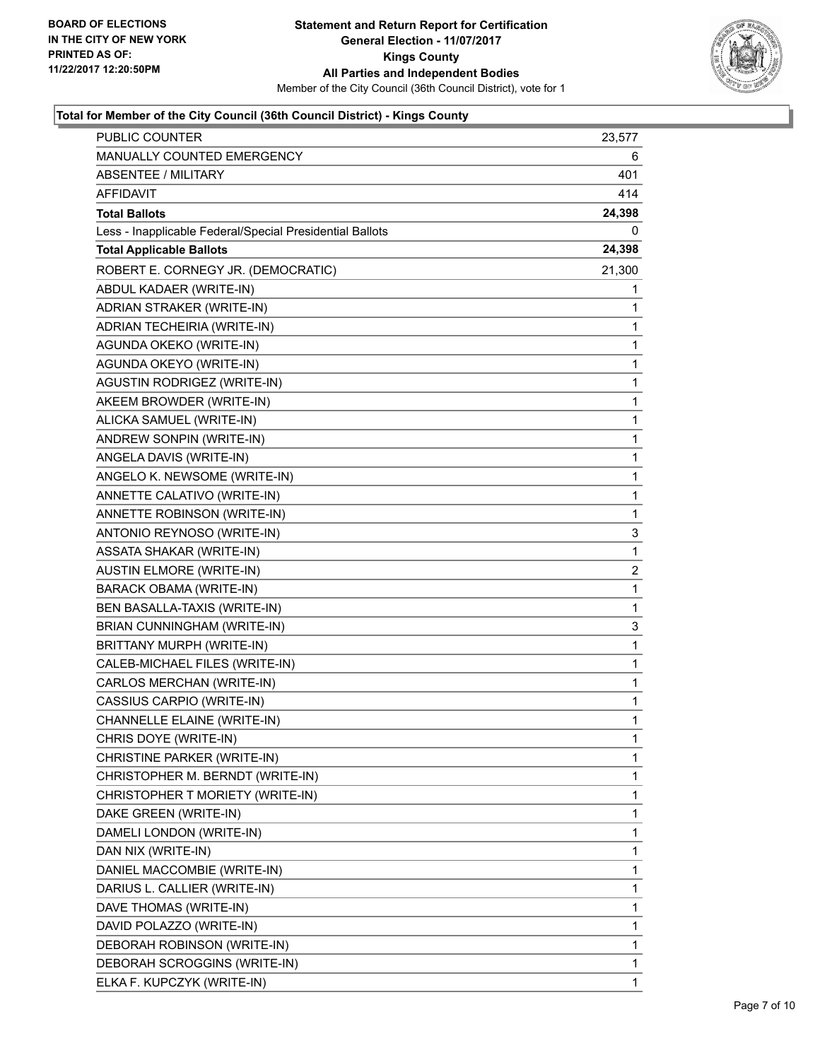**Statement and Return Report for Certification**
**General Election - 11/07/2017**
**Kings County**
**All Parties and Independent Bodies**
Member of the City Council (36th Council District), vote for 1

BOARD OF ELECTIONS
IN THE CITY OF NEW YORK
PRINTED AS OF:
11/22/2017 12:20:50PM

### Total for Member of the City Council (36th Council District) - Kings County

| | |
|---|---|
| PUBLIC COUNTER | 23,577 |
| MANUALLY COUNTED EMERGENCY | 6 |
| ABSENTEE / MILITARY | 401 |
| AFFIDAVIT | 414 |
| **Total Ballots** | **24,398** |
| Less - Inapplicable Federal/Special Presidential Ballots | 0 |
| **Total Applicable Ballots** | **24,398** |
| ROBERT E. CORNEGY JR. (DEMOCRATIC) | 21,300 |
| ABDUL KADAER (WRITE-IN) | 1 |
| ADRIAN STRAKER (WRITE-IN) | 1 |
| ADRIAN TECHEIRIA (WRITE-IN) | 1 |
| AGUNDA OKEKO (WRITE-IN) | 1 |
| AGUNDA OKEYO (WRITE-IN) | 1 |
| AGUSTIN RODRIGEZ (WRITE-IN) | 1 |
| AKEEM BROWDER (WRITE-IN) | 1 |
| ALICKA SAMUEL (WRITE-IN) | 1 |
| ANDREW SONPIN (WRITE-IN) | 1 |
| ANGELA DAVIS (WRITE-IN) | 1 |
| ANGELO K. NEWSOME (WRITE-IN) | 1 |
| ANNETTE CALATIVO (WRITE-IN) | 1 |
| ANNETTE ROBINSON (WRITE-IN) | 1 |
| ANTONIO REYNOSO (WRITE-IN) | 3 |
| ASSATA SHAKAR (WRITE-IN) | 1 |
| AUSTIN ELMORE (WRITE-IN) | 2 |
| BARACK OBAMA (WRITE-IN) | 1 |
| BEN BASALLA-TAXIS (WRITE-IN) | 1 |
| BRIAN CUNNINGHAM (WRITE-IN) | 3 |
| BRITTANY MURPH (WRITE-IN) | 1 |
| CALEB-MICHAEL FILES (WRITE-IN) | 1 |
| CARLOS MERCHAN (WRITE-IN) | 1 |
| CASSIUS CARPIO (WRITE-IN) | 1 |
| CHANNELLE ELAINE (WRITE-IN) | 1 |
| CHRIS DOYE (WRITE-IN) | 1 |
| CHRISTINE PARKER (WRITE-IN) | 1 |
| CHRISTOPHER M. BERNDT (WRITE-IN) | 1 |
| CHRISTOPHER T MORIETY (WRITE-IN) | 1 |
| DAKE GREEN (WRITE-IN) | 1 |
| DAMELI LONDON (WRITE-IN) | 1 |
| DAN NIX (WRITE-IN) | 1 |
| DANIEL MACCOMBIE (WRITE-IN) | 1 |
| DARIUS L. CALLIER (WRITE-IN) | 1 |
| DAVE THOMAS (WRITE-IN) | 1 |
| DAVID POLAZZO (WRITE-IN) | 1 |
| DEBORAH ROBINSON (WRITE-IN) | 1 |
| DEBORAH SCROGGINS (WRITE-IN) | 1 |
| ELKA F. KUPCZYK (WRITE-IN) | 1 |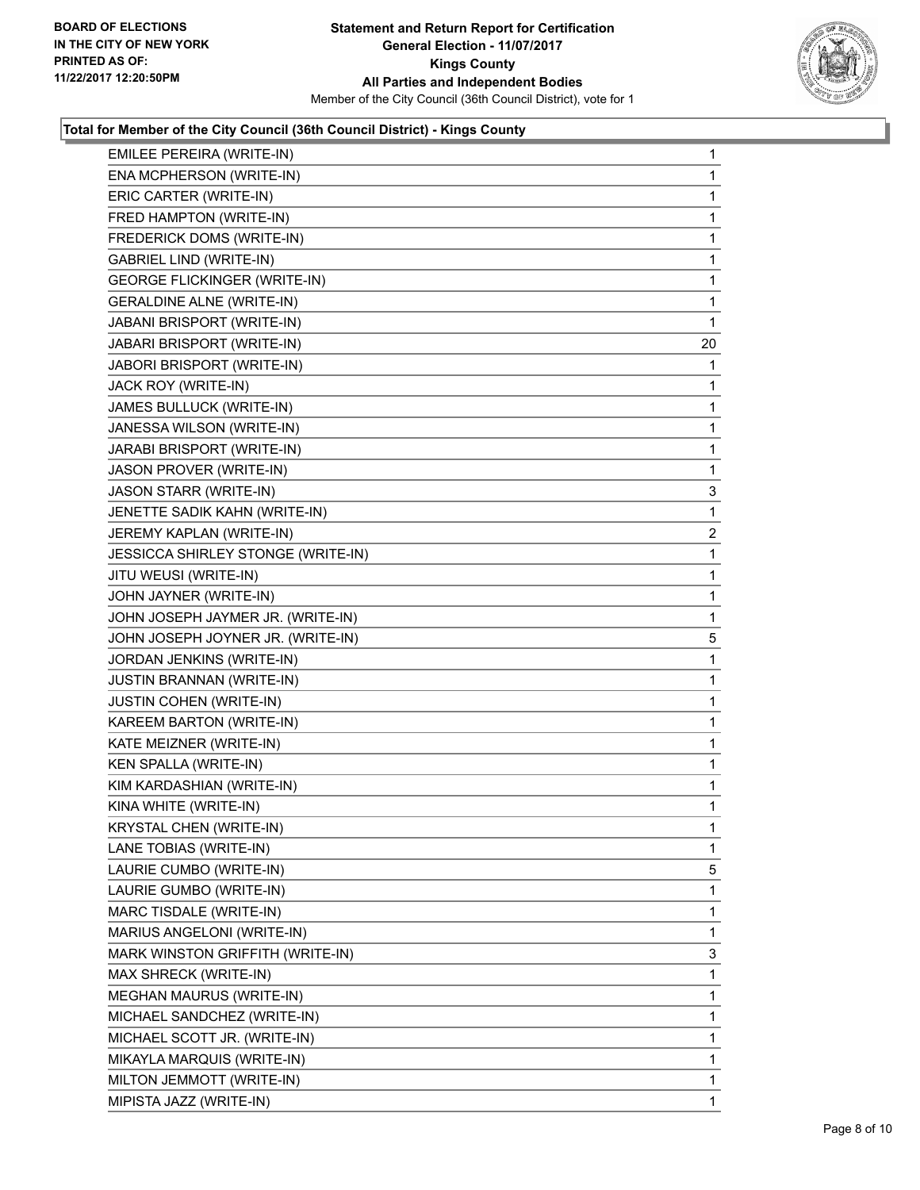**Total for Member of the City Council (36th Council District) - Kings County**

| | |
|---|---|
| EMILEE PEREIRA (WRITE-IN) | 1 |
| ENA MCPHERSON (WRITE-IN) | 1 |
| ERIC CARTER (WRITE-IN) | 1 |
| FRED HAMPTON (WRITE-IN) | 1 |
| FREDERICK DOMS (WRITE-IN) | 1 |
| GABRIEL LIND (WRITE-IN) | 1 |
| GEORGE FLICKINGER (WRITE-IN) | 1 |
| GERALDINE ALNE (WRITE-IN) | 1 |
| JABANI BRISPORT (WRITE-IN) | 1 |
| JABARI BRISPORT (WRITE-IN) | 20 |
| JABORI BRISPORT (WRITE-IN) | 1 |
| JACK ROY (WRITE-IN) | 1 |
| JAMES BULLUCK (WRITE-IN) | 1 |
| JANESSA WILSON (WRITE-IN) | 1 |
| JARABI BRISPORT (WRITE-IN) | 1 |
| JASON PROVER (WRITE-IN) | 1 |
| JASON STARR (WRITE-IN) | 3 |
| JENETTE SADIK KAHN (WRITE-IN) | 1 |
| JEREMY KAPLAN (WRITE-IN) | 2 |
| JESSICCA SHIRLEY STONGE (WRITE-IN) | 1 |
| JITU WEUSI (WRITE-IN) | 1 |
| JOHN JAYNER (WRITE-IN) | 1 |
| JOHN JOSEPH JAYMER JR. (WRITE-IN) | 1 |
| JOHN JOSEPH JOYNER JR. (WRITE-IN) | 5 |
| JORDAN JENKINS (WRITE-IN) | 1 |
| JUSTIN BRANNAN (WRITE-IN) | 1 |
| JUSTIN COHEN (WRITE-IN) | 1 |
| KAREEM BARTON (WRITE-IN) | 1 |
| KATE MEIZNER (WRITE-IN) | 1 |
| KEN SPALLA (WRITE-IN) | 1 |
| KIM KARDASHIAN (WRITE-IN) | 1 |
| KINA WHITE (WRITE-IN) | 1 |
| KRYSTAL CHEN (WRITE-IN) | 1 |
| LANE TOBIAS (WRITE-IN) | 1 |
| LAURIE CUMBO (WRITE-IN) | 5 |
| LAURIE GUMBO (WRITE-IN) | 1 |
| MARC TISDALE (WRITE-IN) | 1 |
| MARIUS ANGELONI (WRITE-IN) | 1 |
| MARK WINSTON GRIFFITH (WRITE-IN) | 3 |
| MAX SHRECK (WRITE-IN) | 1 |
| MEGHAN MAURUS (WRITE-IN) | 1 |
| MICHAEL SANDCHEZ (WRITE-IN) | 1 |
| MICHAEL SCOTT JR. (WRITE-IN) | 1 |
| MIKAYLA MARQUIS (WRITE-IN) | 1 |
| MILTON JEMMOTT (WRITE-IN) | 1 |
| MIPISTA JAZZ (WRITE-IN) | 1 |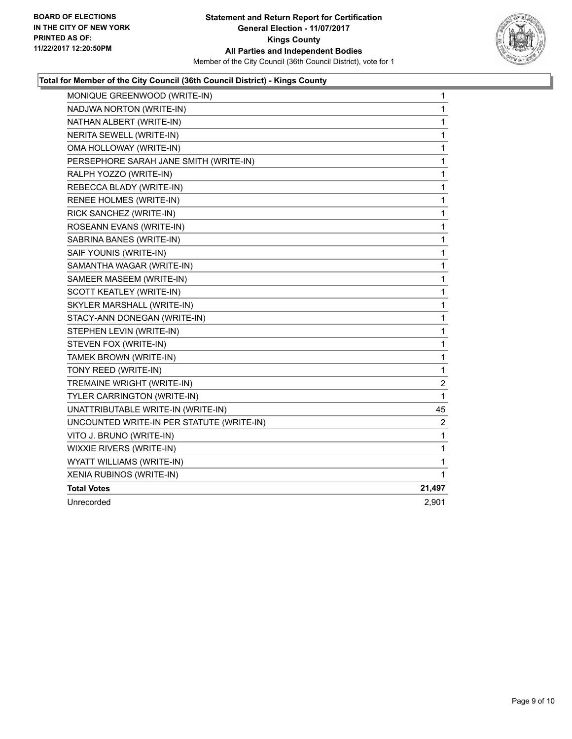**Total for Member of the City Council (36th Council District) - Kings County**

| Candidate | Votes |
|---|---|
| MONIQUE GREENWOOD (WRITE-IN) | 1 |
| NADJWA NORTON (WRITE-IN) | 1 |
| NATHAN ALBERT (WRITE-IN) | 1 |
| NERITA SEWELL (WRITE-IN) | 1 |
| OMA HOLLOWAY (WRITE-IN) | 1 |
| PERSEPHORE SARAH JANE SMITH (WRITE-IN) | 1 |
| RALPH YOZZO (WRITE-IN) | 1 |
| REBECCA BLADY (WRITE-IN) | 1 |
| RENEE HOLMES (WRITE-IN) | 1 |
| RICK SANCHEZ (WRITE-IN) | 1 |
| ROSEANN EVANS (WRITE-IN) | 1 |
| SABRINA BANES (WRITE-IN) | 1 |
| SAIF YOUNIS (WRITE-IN) | 1 |
| SAMANTHA WAGAR (WRITE-IN) | 1 |
| SAMEER MASEEM (WRITE-IN) | 1 |
| SCOTT KEATLEY (WRITE-IN) | 1 |
| SKYLER MARSHALL (WRITE-IN) | 1 |
| STACY-ANN DONEGAN (WRITE-IN) | 1 |
| STEPHEN LEVIN (WRITE-IN) | 1 |
| STEVEN FOX (WRITE-IN) | 1 |
| TAMEK BROWN (WRITE-IN) | 1 |
| TONY REED (WRITE-IN) | 1 |
| TREMAINE WRIGHT (WRITE-IN) | 2 |
| TYLER CARRINGTON (WRITE-IN) | 1 |
| UNATTRIBUTABLE WRITE-IN (WRITE-IN) | 45 |
| UNCOUNTED WRITE-IN PER STATUTE (WRITE-IN) | 2 |
| VITO J. BRUNO (WRITE-IN) | 1 |
| WIXXIE RIVERS (WRITE-IN) | 1 |
| WYATT WILLIAMS (WRITE-IN) | 1 |
| XENIA RUBINOS (WRITE-IN) | 1 |
| **Total Votes** | **21,497** |
| Unrecorded | 2,901 |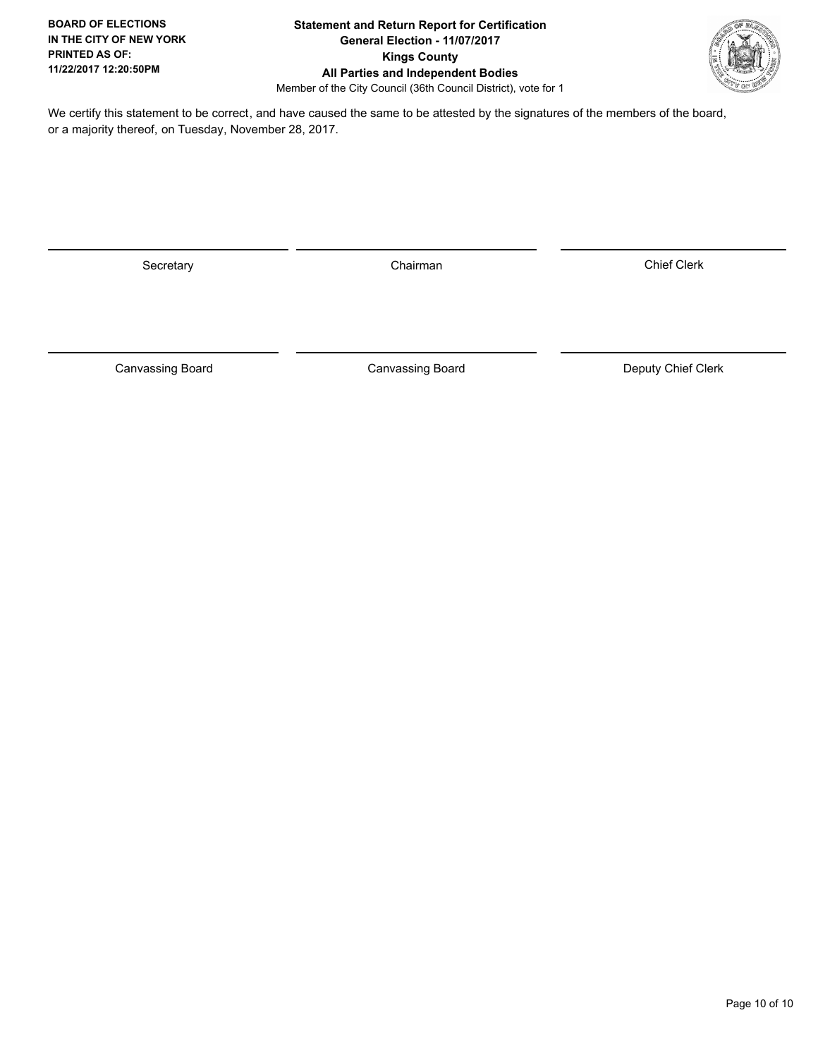We certify this statement to be correct, and have caused the same to be attested by the signatures of the members of the board, or a majority thereof, on Tuesday, November 28, 2017.

| | | |
|---|---|---|
| Secretary | Chairman | Chief Clerk |
| Canvassing Board | Canvassing Board | Deputy Chief Clerk |